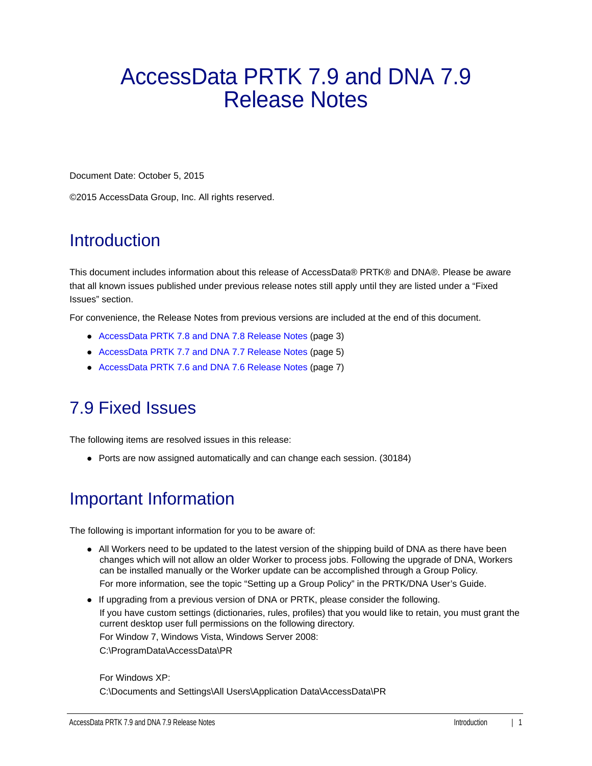# AccessData PRTK 7.9 and DNA 7.9 Release Notes

Document Date: October 5, 2015

©2015 AccessData Group, Inc. All rights reserved.

## Introduction

This document includes information about this release of AccessData® PRTK® and DNA®. Please be aware that all known issues published under previous release notes still apply until they are listed under a "Fixed Issues" section.

For convenience, the Release Notes from previous versions are included at the end of this document.

- AccessData PRTK 7.8 and DNA 7.8 Release Notes (page 3)
- AccessData PRTK 7.7 and DNA 7.7 Release Notes (page 5)
- AccessData PRTK 7.6 and DNA 7.6 Release Notes (page 7)

## 7.9 Fixed Issues

The following items are resolved issues in this release:

- Ports are now assigned automatically and can change each session. (30184)

## Important Information

The following is important information for you to be aware of:

- All Workers need to be updated to the latest version of the shipping build of DNA as there have been changes which will not allow an older Worker to process jobs. Following the upgrade of DNA, Workers can be installed manually or the Worker update can be accomplished through a Group Policy.

  For more information, see the topic "Setting up a Group Policy" in the PRTK/DNA User's Guide.
- If upgrading from a previous version of DNA or PRTK, please consider the following.

  If you have custom settings (dictionaries, rules, profiles) that you would like to retain, you must grant the current desktop user full permissions on the following directory.

  For Window 7, Windows Vista, Windows Server 2008:

  C:\ProgramData\AccessData\PR

  For Windows XP:

  C:\Documents and Settings\All Users\Application Data\AccessData\PR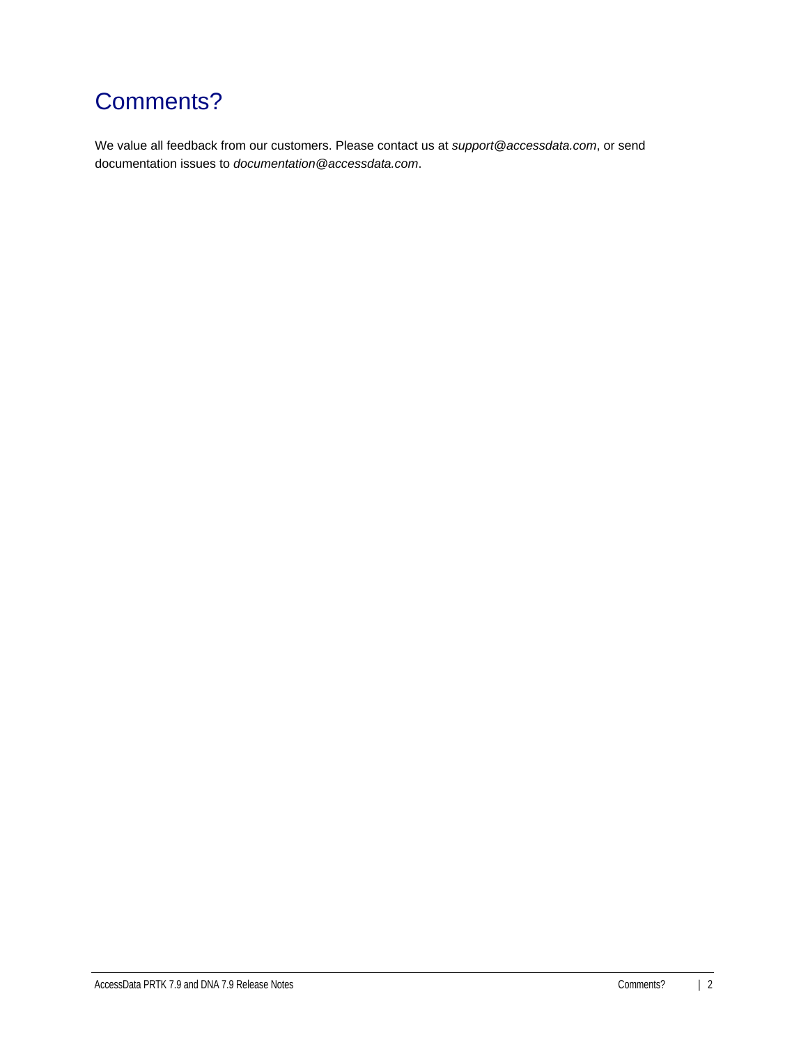# Comments?

We value all feedback from our customers. Please contact us at *support@accessdata.com*, or send documentation issues to *documentation@accessdata.com*.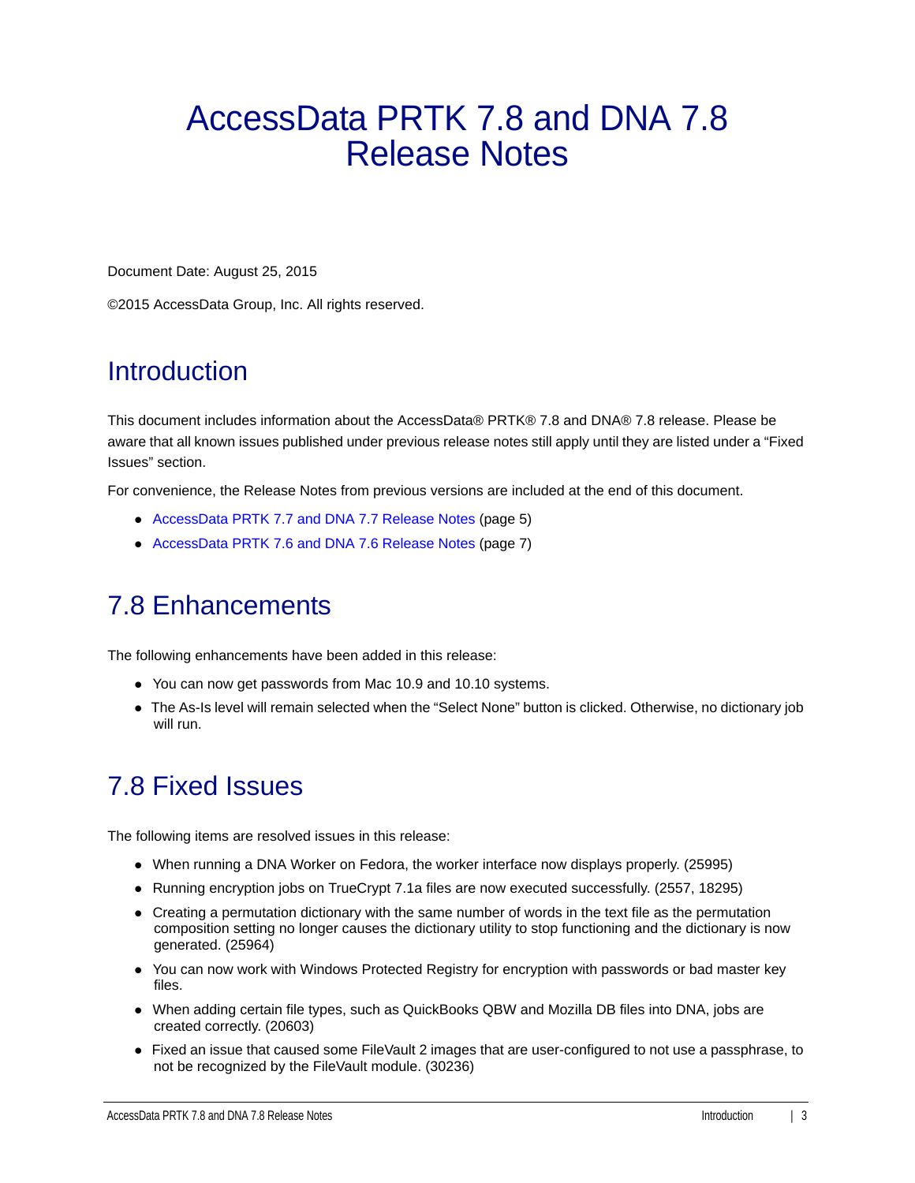# AccessData PRTK 7.8 and DNA 7.8 Release Notes

Document Date: August 25, 2015

©2015 AccessData Group, Inc. All rights reserved.

## Introduction

This document includes information about the AccessData® PRTK® 7.8 and DNA® 7.8 release. Please be aware that all known issues published under previous release notes still apply until they are listed under a “Fixed Issues” section.

For convenience, the Release Notes from previous versions are included at the end of this document.

- AccessData PRTK 7.7 and DNA 7.7 Release Notes (page 5)
- AccessData PRTK 7.6 and DNA 7.6 Release Notes (page 7)

## 7.8 Enhancements

The following enhancements have been added in this release:

- You can now get passwords from Mac 10.9 and 10.10 systems.
- The As-Is level will remain selected when the “Select None” button is clicked. Otherwise, no dictionary job will run.

## 7.8 Fixed Issues

The following items are resolved issues in this release:

- When running a DNA Worker on Fedora, the worker interface now displays properly. (25995)
- Running encryption jobs on TrueCrypt 7.1a files are now executed successfully. (2557, 18295)
- Creating a permutation dictionary with the same number of words in the text file as the permutation composition setting no longer causes the dictionary utility to stop functioning and the dictionary is now generated. (25964)
- You can now work with Windows Protected Registry for encryption with passwords or bad master key files.
- When adding certain file types, such as QuickBooks QBW and Mozilla DB files into DNA, jobs are created correctly. (20603)
- Fixed an issue that caused some FileVault 2 images that are user-configured to not use a passphrase, to not be recognized by the FileVault module. (30236)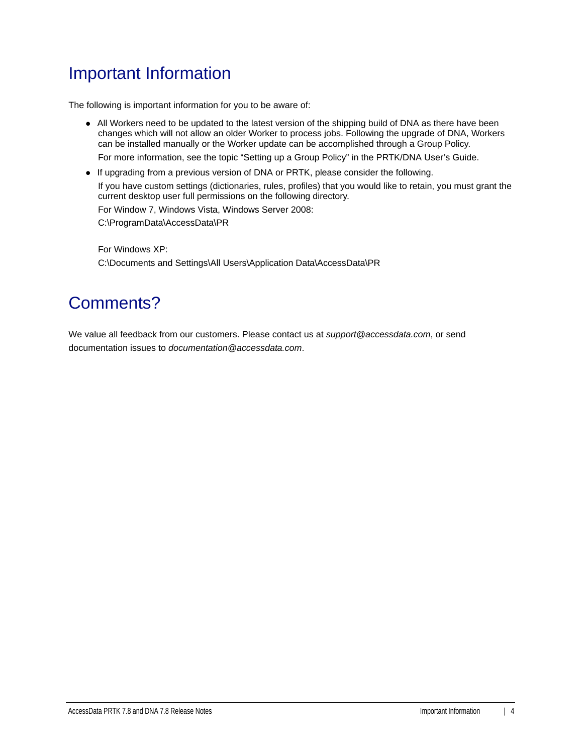# Important Information

The following is important information for you to be aware of:

- All Workers need to be updated to the latest version of the shipping build of DNA as there have been changes which will not allow an older Worker to process jobs. Following the upgrade of DNA, Workers can be installed manually or the Worker update can be accomplished through a Group Policy.

  For more information, see the topic "Setting up a Group Policy" in the PRTK/DNA User's Guide.

- If upgrading from a previous version of DNA or PRTK, please consider the following.

  If you have custom settings (dictionaries, rules, profiles) that you would like to retain, you must grant the current desktop user full permissions on the following directory.

  For Window 7, Windows Vista, Windows Server 2008:

  C:\ProgramData\AccessData\PR

  For Windows XP:

  C:\Documents and Settings\All Users\Application Data\AccessData\PR

# Comments?

We value all feedback from our customers. Please contact us at *support@accessdata.com*, or send documentation issues to *documentation@accessdata.com*.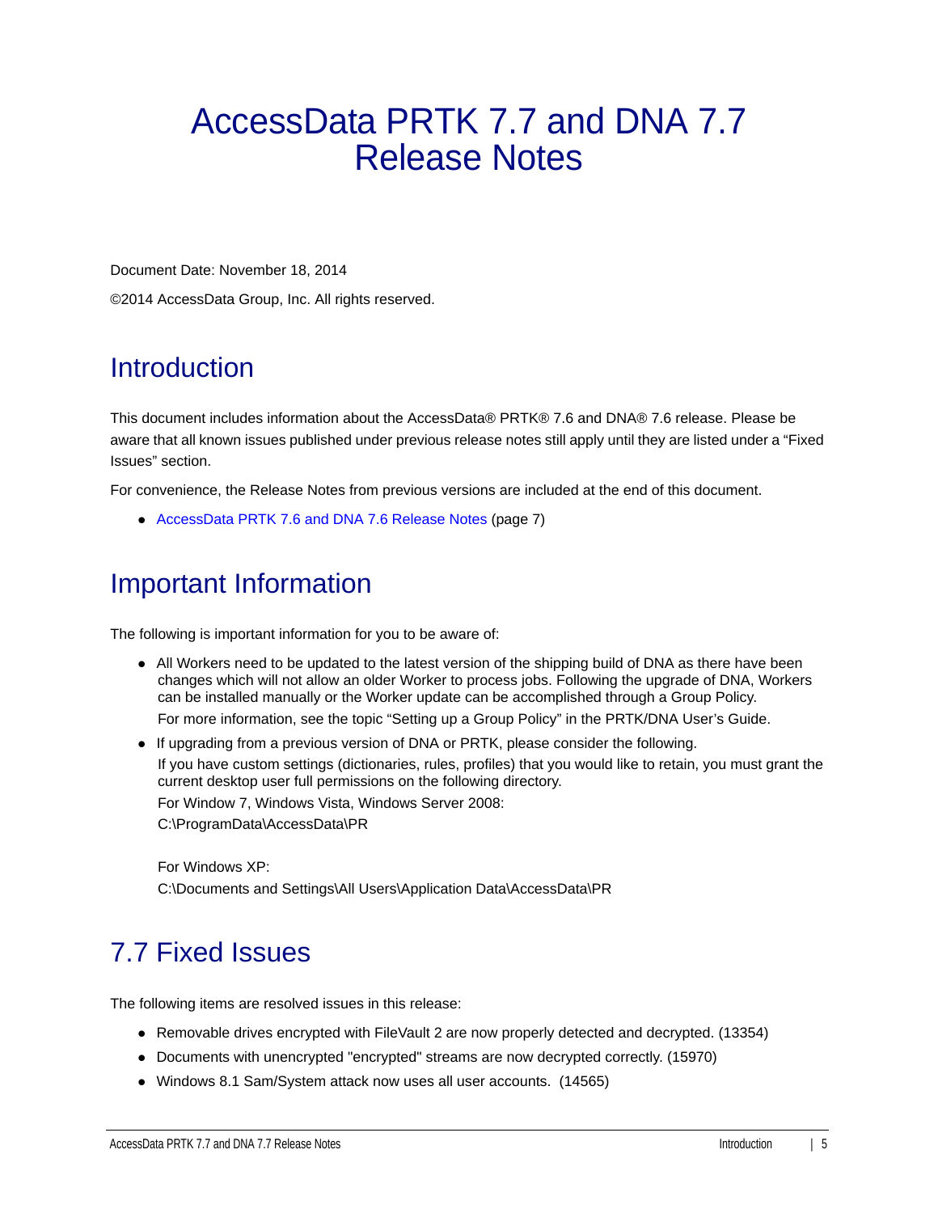# AccessData PRTK 7.7 and DNA 7.7 Release Notes

Document Date: November 18, 2014

©2014 AccessData Group, Inc. All rights reserved.

## Introduction

This document includes information about the AccessData® PRTK® 7.6 and DNA® 7.6 release. Please be aware that all known issues published under previous release notes still apply until they are listed under a “Fixed Issues” section.

For convenience, the Release Notes from previous versions are included at the end of this document.

- AccessData PRTK 7.6 and DNA 7.6 Release Notes (page 7)

## Important Information

The following is important information for you to be aware of:

- All Workers need to be updated to the latest version of the shipping build of DNA as there have been changes which will not allow an older Worker to process jobs. Following the upgrade of DNA, Workers can be installed manually or the Worker update can be accomplished through a Group Policy.

  For more information, see the topic “Setting up a Group Policy” in the PRTK/DNA User’s Guide.
- If upgrading from a previous version of DNA or PRTK, please consider the following.

  If you have custom settings (dictionaries, rules, profiles) that you would like to retain, you must grant the current desktop user full permissions on the following directory.

  For Window 7, Windows Vista, Windows Server 2008:

  C:\ProgramData\AccessData\PR

  For Windows XP:

  C:\Documents and Settings\All Users\Application Data\AccessData\PR

## 7.7 Fixed Issues

The following items are resolved issues in this release:

- Removable drives encrypted with FileVault 2 are now properly detected and decrypted. (13354)
- Documents with unencrypted "encrypted" streams are now decrypted correctly. (15970)
- Windows 8.1 Sam/System attack now uses all user accounts. (14565)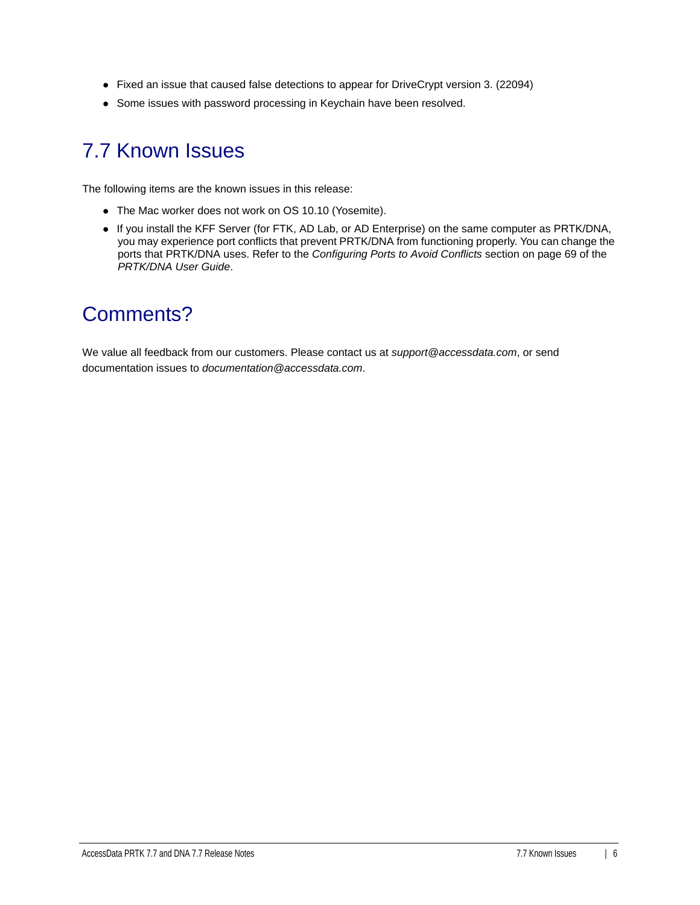- Fixed an issue that caused false detections to appear for DriveCrypt version 3. (22094)
- Some issues with password processing in Keychain have been resolved.

## 7.7 Known Issues

The following items are the known issues in this release:

- The Mac worker does not work on OS 10.10 (Yosemite).
- If you install the KFF Server (for FTK, AD Lab, or AD Enterprise) on the same computer as PRTK/DNA, you may experience port conflicts that prevent PRTK/DNA from functioning properly. You can change the ports that PRTK/DNA uses. Refer to the *Configuring Ports to Avoid Conflicts* section on page 69 of the *PRTK/DNA User Guide*.

## Comments?

We value all feedback from our customers. Please contact us at *support@accessdata.com*, or send documentation issues to *documentation@accessdata.com*.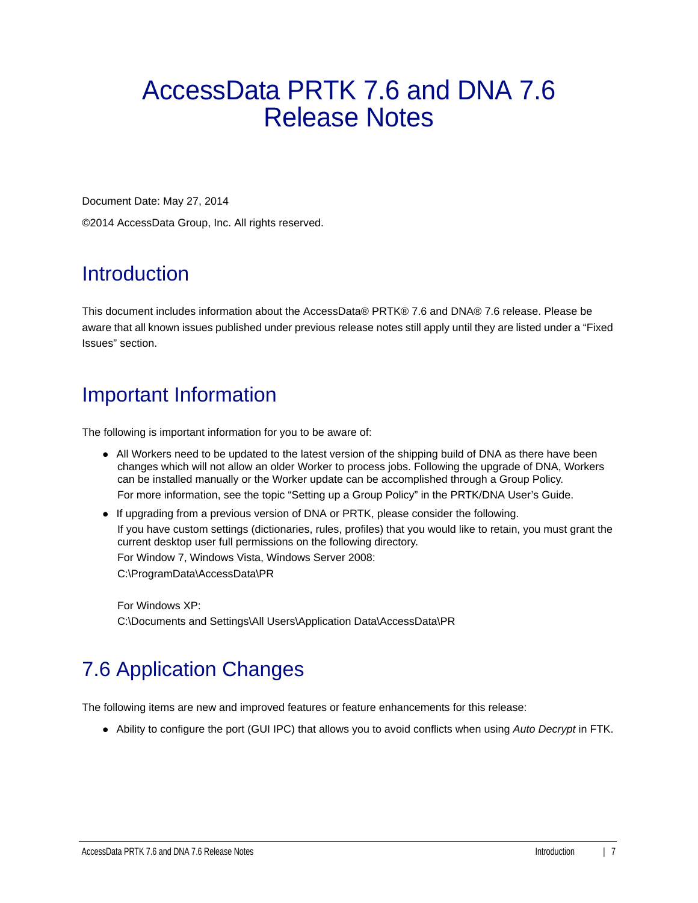# AccessData PRTK 7.6 and DNA 7.6 Release Notes

Document Date: May 27, 2014

©2014 AccessData Group, Inc. All rights reserved.

## Introduction

This document includes information about the AccessData® PRTK® 7.6 and DNA® 7.6 release. Please be aware that all known issues published under previous release notes still apply until they are listed under a "Fixed Issues" section.

## Important Information

The following is important information for you to be aware of:

- All Workers need to be updated to the latest version of the shipping build of DNA as there have been changes which will not allow an older Worker to process jobs. Following the upgrade of DNA, Workers can be installed manually or the Worker update can be accomplished through a Group Policy.

  For more information, see the topic "Setting up a Group Policy" in the PRTK/DNA User's Guide.
- If upgrading from a previous version of DNA or PRTK, please consider the following.

  If you have custom settings (dictionaries, rules, profiles) that you would like to retain, you must grant the current desktop user full permissions on the following directory.

  For Window 7, Windows Vista, Windows Server 2008:

  C:\ProgramData\AccessData\PR

  For Windows XP:

  C:\Documents and Settings\All Users\Application Data\AccessData\PR

## 7.6 Application Changes

The following items are new and improved features or feature enhancements for this release:

- Ability to configure the port (GUI IPC) that allows you to avoid conflicts when using *Auto Decrypt* in FTK.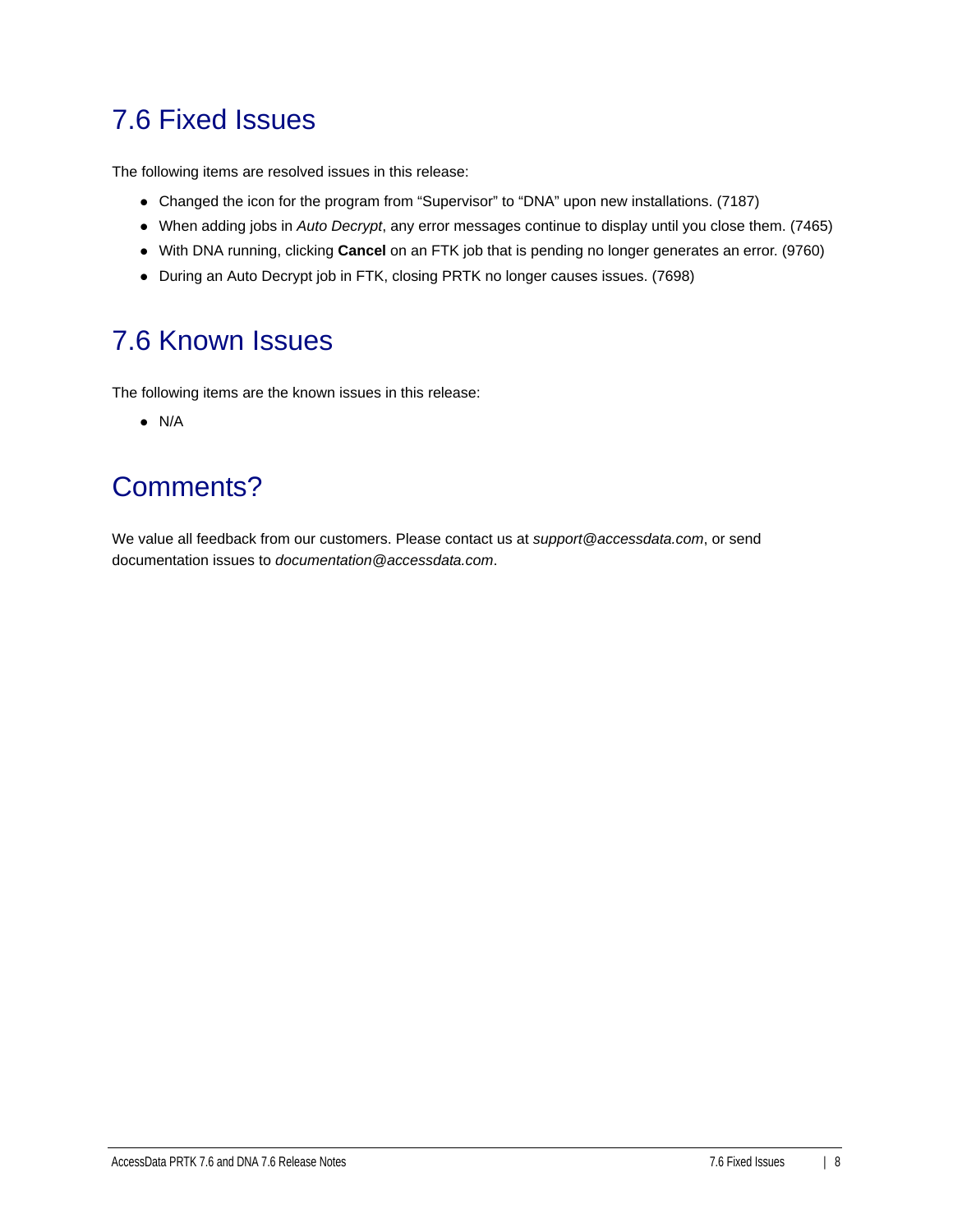## 7.6 Fixed Issues

The following items are resolved issues in this release:

- Changed the icon for the program from "Supervisor" to "DNA" upon new installations. (7187)
- When adding jobs in *Auto Decrypt*, any error messages continue to display until you close them. (7465)
- With DNA running, clicking **Cancel** on an FTK job that is pending no longer generates an error. (9760)
- During an Auto Decrypt job in FTK, closing PRTK no longer causes issues. (7698)

## 7.6 Known Issues

The following items are the known issues in this release:

- N/A

## Comments?

We value all feedback from our customers. Please contact us at *support@accessdata.com*, or send documentation issues to *documentation@accessdata.com*.